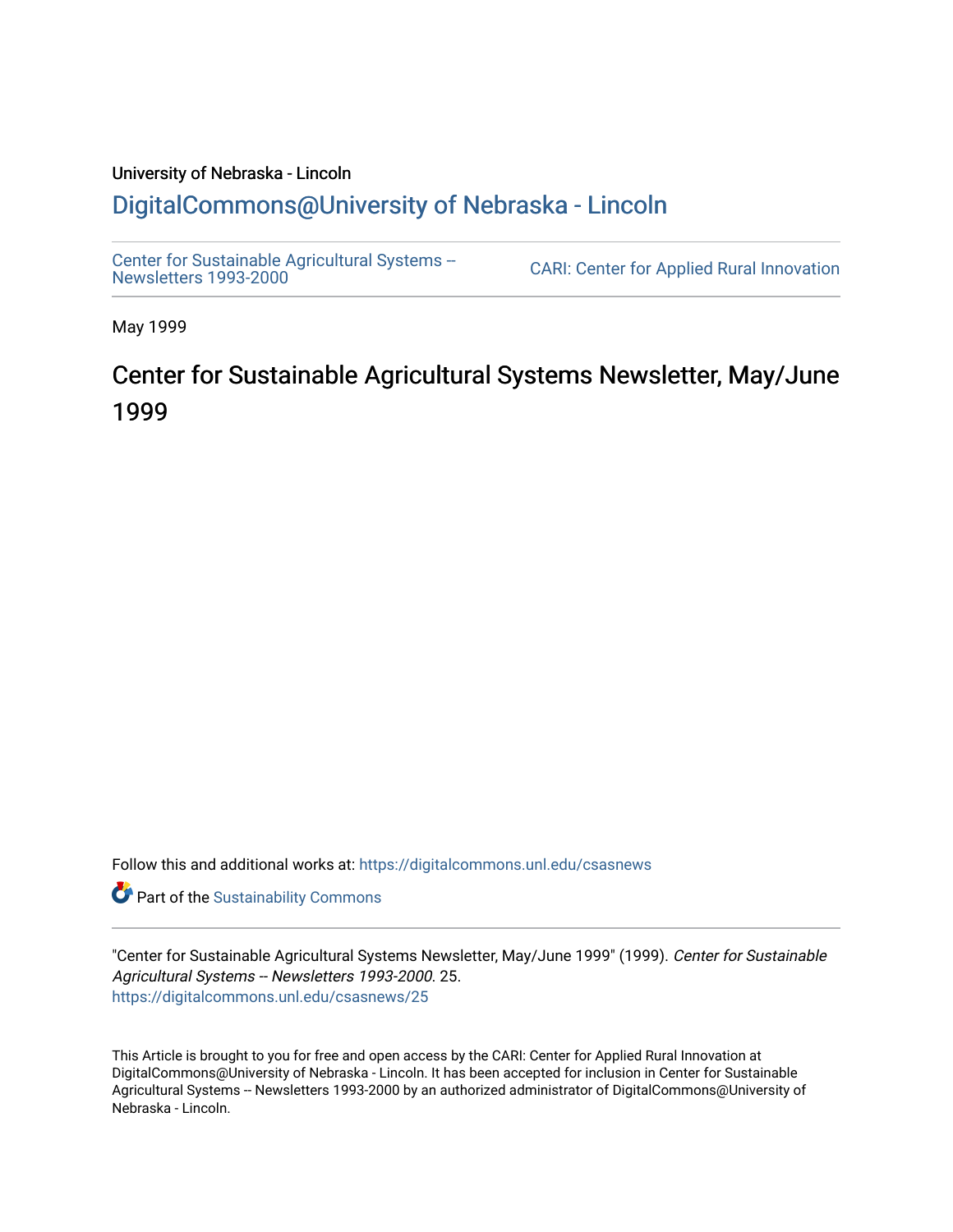University of Nebraska - Lincoln

# DigitalCommons@University of Nebraska - Lincoln

Center for Sustainable Agricultural Systems -- Newsletters 1993-2000

CARI: Center for Applied Rural Innovation

May 1999

## Center for Sustainable Agricultural Systems Newsletter, May/June 1999

Follow this and additional works at: https://digitalcommons.unl.edu/csasnews

Part of the Sustainability Commons

"Center for Sustainable Agricultural Systems Newsletter, May/June 1999" (1999). *Center for Sustainable Agricultural Systems -- Newsletters 1993-2000*. 25.
https://digitalcommons.unl.edu/csasnews/25

This Article is brought to you for free and open access by the CARI: Center for Applied Rural Innovation at DigitalCommons@University of Nebraska - Lincoln. It has been accepted for inclusion in Center for Sustainable Agricultural Systems -- Newsletters 1993-2000 by an authorized administrator of DigitalCommons@University of Nebraska - Lincoln.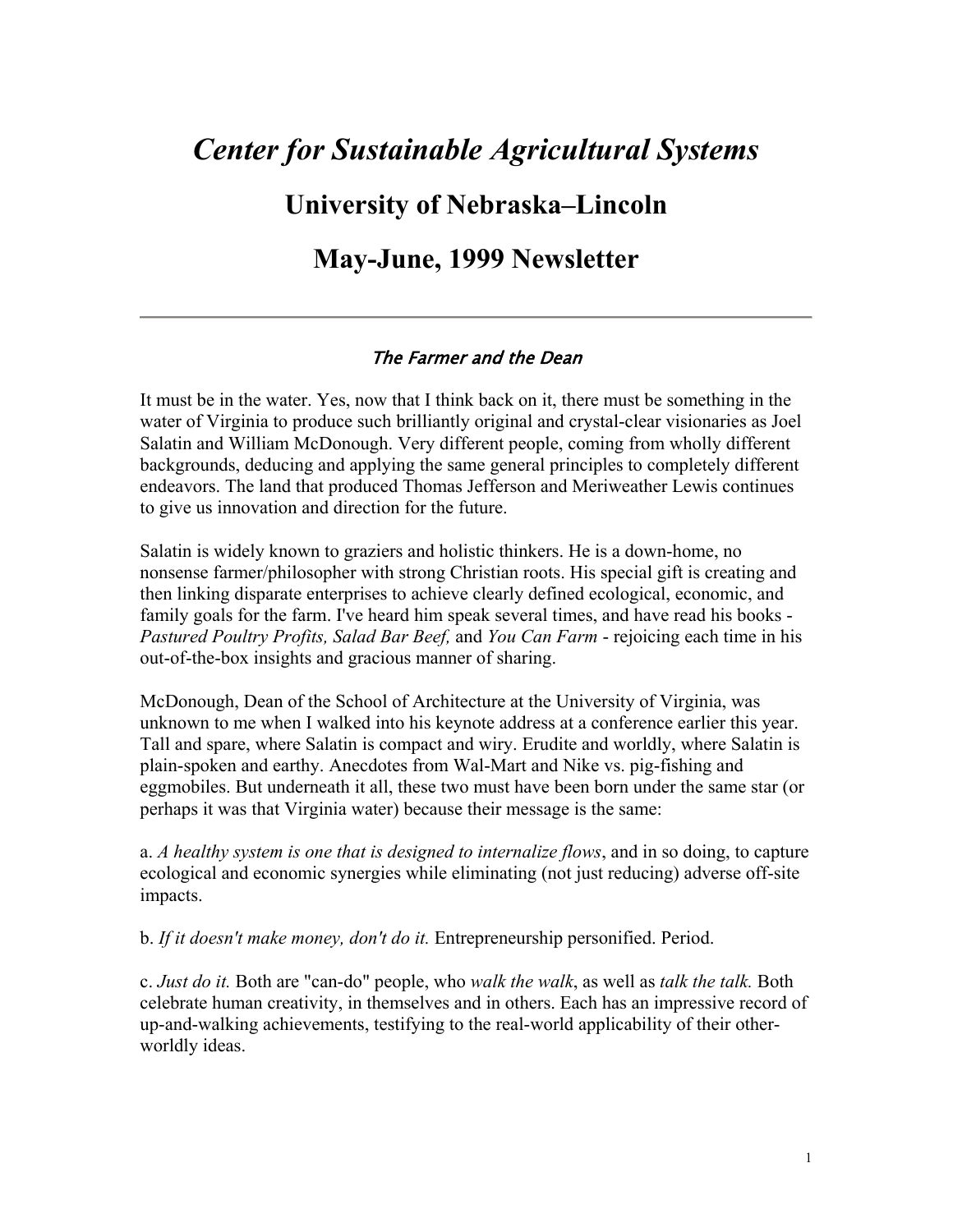# *Center for Sustainable Agricultural Systems*

## University of Nebraska–Lincoln

## May-June, 1999 Newsletter

---

### *The Farmer and the Dean*

It must be in the water. Yes, now that I think back on it, there must be something in the water of Virginia to produce such brilliantly original and crystal-clear visionaries as Joel Salatin and William McDonough. Very different people, coming from wholly different backgrounds, deducing and applying the same general principles to completely different endeavors. The land that produced Thomas Jefferson and Meriweather Lewis continues to give us innovation and direction for the future.

Salatin is widely known to graziers and holistic thinkers. He is a down-home, no nonsense farmer/philosopher with strong Christian roots. His special gift is creating and then linking disparate enterprises to achieve clearly defined ecological, economic, and family goals for the farm. I've heard him speak several times, and have read his books - *Pastured Poultry Profits, Salad Bar Beef,* and *You Can Farm* - rejoicing each time in his out-of-the-box insights and gracious manner of sharing.

McDonough, Dean of the School of Architecture at the University of Virginia, was unknown to me when I walked into his keynote address at a conference earlier this year. Tall and spare, where Salatin is compact and wiry. Erudite and worldly, where Salatin is plain-spoken and earthy. Anecdotes from Wal-Mart and Nike vs. pig-fishing and eggmobiles. But underneath it all, these two must have been born under the same star (or perhaps it was that Virginia water) because their message is the same:

a. *A healthy system is one that is designed to internalize flows*, and in so doing, to capture ecological and economic synergies while eliminating (not just reducing) adverse off-site impacts.

b. *If it doesn't make money, don't do it.* Entrepreneurship personified. Period.

c. *Just do it.* Both are "can-do" people, who *walk the walk*, as well as *talk the talk.* Both celebrate human creativity, in themselves and in others. Each has an impressive record of up-and-walking achievements, testifying to the real-world applicability of their other-worldly ideas.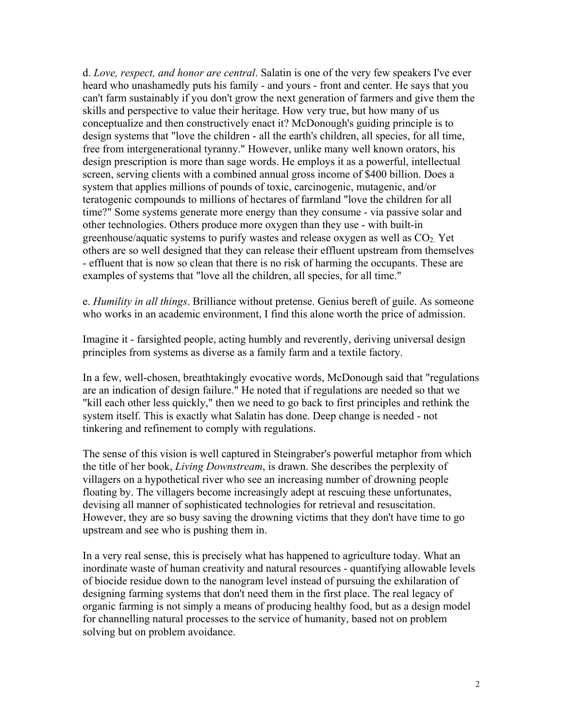d. *Love, respect, and honor are central*. Salatin is one of the very few speakers I've ever heard who unashamedly puts his family - and yours - front and center. He says that you can't farm sustainably if you don't grow the next generation of farmers and give them the skills and perspective to value their heritage. How very true, but how many of us conceptualize and then constructively enact it? McDonough's guiding principle is to design systems that "love the children - all the earth's children, all species, for all time, free from intergenerational tyranny." However, unlike many well known orators, his design prescription is more than sage words. He employs it as a powerful, intellectual screen, serving clients with a combined annual gross income of $400 billion. Does a system that applies millions of pounds of toxic, carcinogenic, mutagenic, and/or teratogenic compounds to millions of hectares of farmland "love the children for all time?" Some systems generate more energy than they consume - via passive solar and other technologies. Others produce more oxygen than they use - with built-in greenhouse/aquatic systems to purify wastes and release oxygen as well as $CO_2$. Yet others are so well designed that they can release their effluent upstream from themselves - effluent that is now so clean that there is no risk of harming the occupants. These are examples of systems that "love all the children, all species, for all time."

e. *Humility in all things*. Brilliance without pretense. Genius bereft of guile. As someone who works in an academic environment, I find this alone worth the price of admission.

Imagine it - farsighted people, acting humbly and reverently, deriving universal design principles from systems as diverse as a family farm and a textile factory.

In a few, well-chosen, breathtakingly evocative words, McDonough said that "regulations are an indication of design failure." He noted that if regulations are needed so that we "kill each other less quickly," then we need to go back to first principles and rethink the system itself. This is exactly what Salatin has done. Deep change is needed - not tinkering and refinement to comply with regulations.

The sense of this vision is well captured in Steingraber's powerful metaphor from which the title of her book, *Living Downstream*, is drawn. She describes the perplexity of villagers on a hypothetical river who see an increasing number of drowning people floating by. The villagers become increasingly adept at rescuing these unfortunates, devising all manner of sophisticated technologies for retrieval and resuscitation. However, they are so busy saving the drowning victims that they don't have time to go upstream and see who is pushing them in.

In a very real sense, this is precisely what has happened to agriculture today. What an inordinate waste of human creativity and natural resources - quantifying allowable levels of biocide residue down to the nanogram level instead of pursuing the exhilaration of designing farming systems that don't need them in the first place. The real legacy of organic farming is not simply a means of producing healthy food, but as a design model for channelling natural processes to the service of humanity, based not on problem solving but on problem avoidance.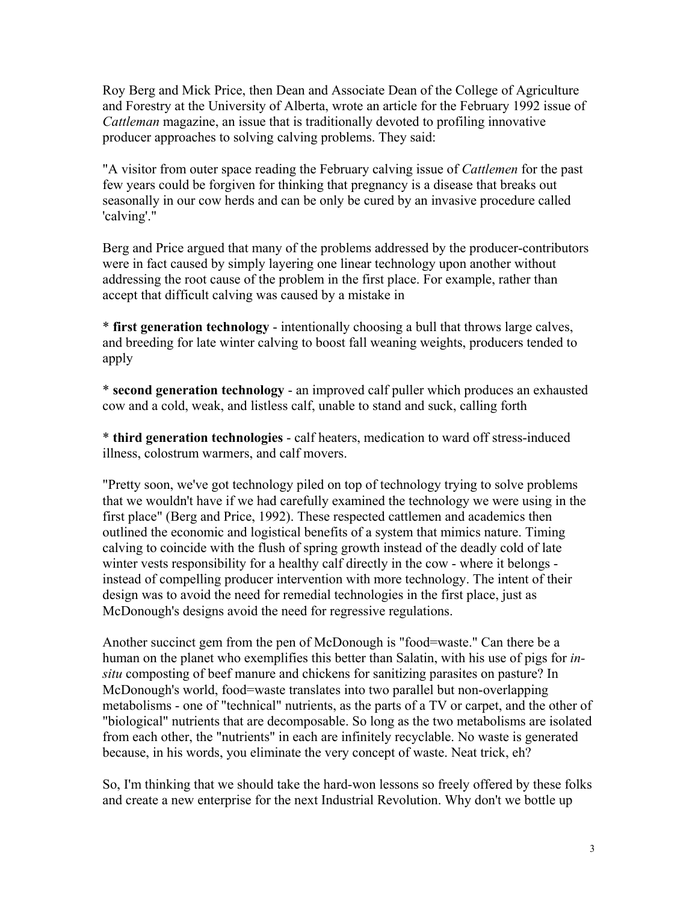Roy Berg and Mick Price, then Dean and Associate Dean of the College of Agriculture and Forestry at the University of Alberta, wrote an article for the February 1992 issue of *Cattleman* magazine, an issue that is traditionally devoted to profiling innovative producer approaches to solving calving problems. They said:

"A visitor from outer space reading the February calving issue of *Cattlemen* for the past few years could be forgiven for thinking that pregnancy is a disease that breaks out seasonally in our cow herds and can be only be cured by an invasive procedure called 'calving'."

Berg and Price argued that many of the problems addressed by the producer-contributors were in fact caused by simply layering one linear technology upon another without addressing the root cause of the problem in the first place. For example, rather than accept that difficult calving was caused by a mistake in

* **first generation technology** - intentionally choosing a bull that throws large calves, and breeding for late winter calving to boost fall weaning weights, producers tended to apply

* **second generation technology** - an improved calf puller which produces an exhausted cow and a cold, weak, and listless calf, unable to stand and suck, calling forth

* **third generation technologies** - calf heaters, medication to ward off stress-induced illness, colostrum warmers, and calf movers.

"Pretty soon, we've got technology piled on top of technology trying to solve problems that we wouldn't have if we had carefully examined the technology we were using in the first place" (Berg and Price, 1992). These respected cattlemen and academics then outlined the economic and logistical benefits of a system that mimics nature. Timing calving to coincide with the flush of spring growth instead of the deadly cold of late winter vests responsibility for a healthy calf directly in the cow - where it belongs - instead of compelling producer intervention with more technology. The intent of their design was to avoid the need for remedial technologies in the first place, just as McDonough's designs avoid the need for regressive regulations.

Another succinct gem from the pen of McDonough is "food=waste." Can there be a human on the planet who exemplifies this better than Salatin, with his use of pigs for *in-situ* composting of beef manure and chickens for sanitizing parasites on pasture? In McDonough's world, food=waste translates into two parallel but non-overlapping metabolisms - one of "technical" nutrients, as the parts of a TV or carpet, and the other of "biological" nutrients that are decomposable. So long as the two metabolisms are isolated from each other, the "nutrients" in each are infinitely recyclable. No waste is generated because, in his words, you eliminate the very concept of waste. Neat trick, eh?

So, I'm thinking that we should take the hard-won lessons so freely offered by these folks and create a new enterprise for the next Industrial Revolution. Why don't we bottle up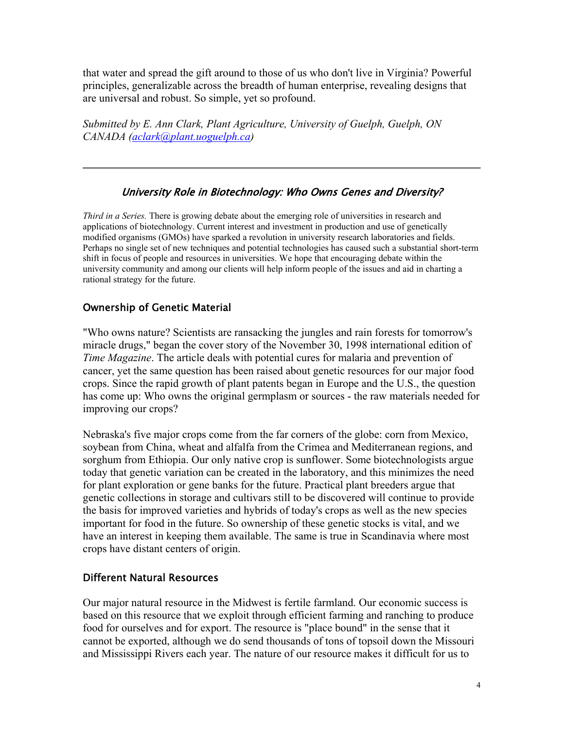that water and spread the gift around to those of us who don't live in Virginia? Powerful principles, generalizable across the breadth of human enterprise, revealing designs that are universal and robust. So simple, yet so profound.

*Submitted by E. Ann Clark, Plant Agriculture, University of Guelph, Guelph, ON CANADA (aclark@plant.uoguelph.ca)*

---

## *University Role in Biotechnology: Who Owns Genes and Diversity?*

*Third in a Series.* There is growing debate about the emerging role of universities in research and applications of biotechnology. Current interest and investment in production and use of genetically modified organisms (GMOs) have sparked a revolution in university research laboratories and fields. Perhaps no single set of new techniques and potential technologies has caused such a substantial short-term shift in focus of people and resources in universities. We hope that encouraging debate within the university community and among our clients will help inform people of the issues and aid in charting a rational strategy for the future.

### Ownership of Genetic Material

"Who owns nature? Scientists are ransacking the jungles and rain forests for tomorrow's miracle drugs," began the cover story of the November 30, 1998 international edition of *Time Magazine*. The article deals with potential cures for malaria and prevention of cancer, yet the same question has been raised about genetic resources for our major food crops. Since the rapid growth of plant patents began in Europe and the U.S., the question has come up: Who owns the original germplasm or sources - the raw materials needed for improving our crops?

Nebraska's five major crops come from the far corners of the globe: corn from Mexico, soybean from China, wheat and alfalfa from the Crimea and Mediterranean regions, and sorghum from Ethiopia. Our only native crop is sunflower. Some biotechnologists argue today that genetic variation can be created in the laboratory, and this minimizes the need for plant exploration or gene banks for the future. Practical plant breeders argue that genetic collections in storage and cultivars still to be discovered will continue to provide the basis for improved varieties and hybrids of today's crops as well as the new species important for food in the future. So ownership of these genetic stocks is vital, and we have an interest in keeping them available. The same is true in Scandinavia where most crops have distant centers of origin.

### Different Natural Resources

Our major natural resource in the Midwest is fertile farmland. Our economic success is based on this resource that we exploit through efficient farming and ranching to produce food for ourselves and for export. The resource is "place bound" in the sense that it cannot be exported, although we do send thousands of tons of topsoil down the Missouri and Mississippi Rivers each year. The nature of our resource makes it difficult for us to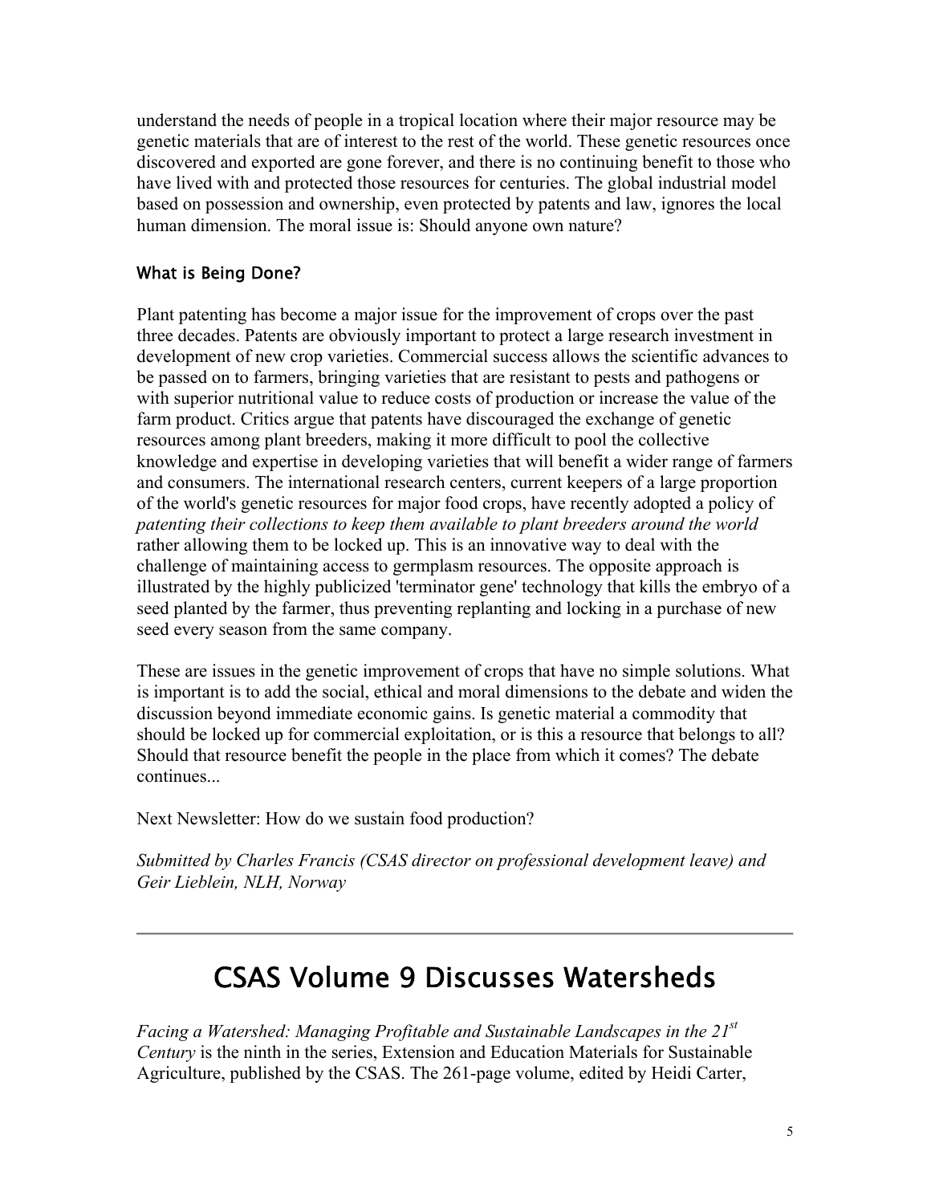understand the needs of people in a tropical location where their major resource may be genetic materials that are of interest to the rest of the world. These genetic resources once discovered and exported are gone forever, and there is no continuing benefit to those who have lived with and protected those resources for centuries. The global industrial model based on possession and ownership, even protected by patents and law, ignores the local human dimension. The moral issue is: Should anyone own nature?

### What is Being Done?

Plant patenting has become a major issue for the improvement of crops over the past three decades. Patents are obviously important to protect a large research investment in development of new crop varieties. Commercial success allows the scientific advances to be passed on to farmers, bringing varieties that are resistant to pests and pathogens or with superior nutritional value to reduce costs of production or increase the value of the farm product. Critics argue that patents have discouraged the exchange of genetic resources among plant breeders, making it more difficult to pool the collective knowledge and expertise in developing varieties that will benefit a wider range of farmers and consumers. The international research centers, current keepers of a large proportion of the world's genetic resources for major food crops, have recently adopted a policy of *patenting their collections to keep them available to plant breeders around the world* rather allowing them to be locked up. This is an innovative way to deal with the challenge of maintaining access to germplasm resources. The opposite approach is illustrated by the highly publicized 'terminator gene' technology that kills the embryo of a seed planted by the farmer, thus preventing replanting and locking in a purchase of new seed every season from the same company.

These are issues in the genetic improvement of crops that have no simple solutions. What is important is to add the social, ethical and moral dimensions to the debate and widen the discussion beyond immediate economic gains. Is genetic material a commodity that should be locked up for commercial exploitation, or is this a resource that belongs to all? Should that resource benefit the people in the place from which it comes? The debate continues...

Next Newsletter: How do we sustain food production?

*Submitted by Charles Francis (CSAS director on professional development leave) and Geir Lieblein, NLH, Norway*

---

# CSAS Volume 9 Discusses Watersheds

*Facing a Watershed: Managing Profitable and Sustainable Landscapes in the 21st Century* is the ninth in the series, Extension and Education Materials for Sustainable Agriculture, published by the CSAS. The 261-page volume, edited by Heidi Carter,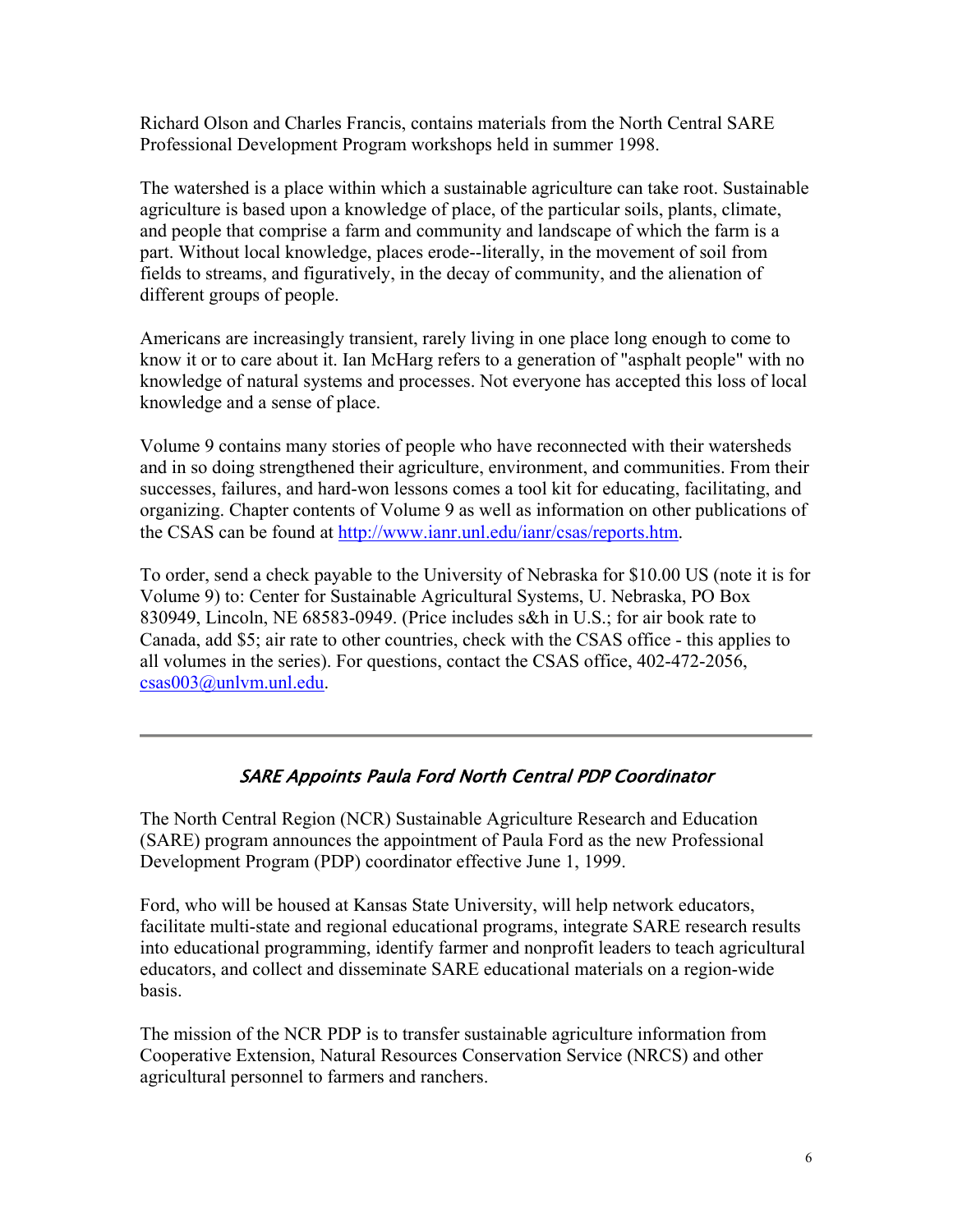Richard Olson and Charles Francis, contains materials from the North Central SARE Professional Development Program workshops held in summer 1998.

The watershed is a place within which a sustainable agriculture can take root. Sustainable agriculture is based upon a knowledge of place, of the particular soils, plants, climate, and people that comprise a farm and community and landscape of which the farm is a part. Without local knowledge, places erode--literally, in the movement of soil from fields to streams, and figuratively, in the decay of community, and the alienation of different groups of people.

Americans are increasingly transient, rarely living in one place long enough to come to know it or to care about it. Ian McHarg refers to a generation of "asphalt people" with no knowledge of natural systems and processes. Not everyone has accepted this loss of local knowledge and a sense of place.

Volume 9 contains many stories of people who have reconnected with their watersheds and in so doing strengthened their agriculture, environment, and communities. From their successes, failures, and hard-won lessons comes a tool kit for educating, facilitating, and organizing. Chapter contents of Volume 9 as well as information on other publications of the CSAS can be found at http://www.ianr.unl.edu/ianr/csas/reports.htm.

To order, send a check payable to the University of Nebraska for $10.00 US (note it is for Volume 9) to: Center for Sustainable Agricultural Systems, U. Nebraska, PO Box 830949, Lincoln, NE 68583-0949. (Price includes s&h in U.S.; for air book rate to Canada, add $5; air rate to other countries, check with the CSAS office - this applies to all volumes in the series). For questions, contact the CSAS office, 402-472-2056, csas003@unlvm.unl.edu.

---

### *SARE Appoints Paula Ford North Central PDP Coordinator*

The North Central Region (NCR) Sustainable Agriculture Research and Education (SARE) program announces the appointment of Paula Ford as the new Professional Development Program (PDP) coordinator effective June 1, 1999.

Ford, who will be housed at Kansas State University, will help network educators, facilitate multi-state and regional educational programs, integrate SARE research results into educational programming, identify farmer and nonprofit leaders to teach agricultural educators, and collect and disseminate SARE educational materials on a region-wide basis.

The mission of the NCR PDP is to transfer sustainable agriculture information from Cooperative Extension, Natural Resources Conservation Service (NRCS) and other agricultural personnel to farmers and ranchers.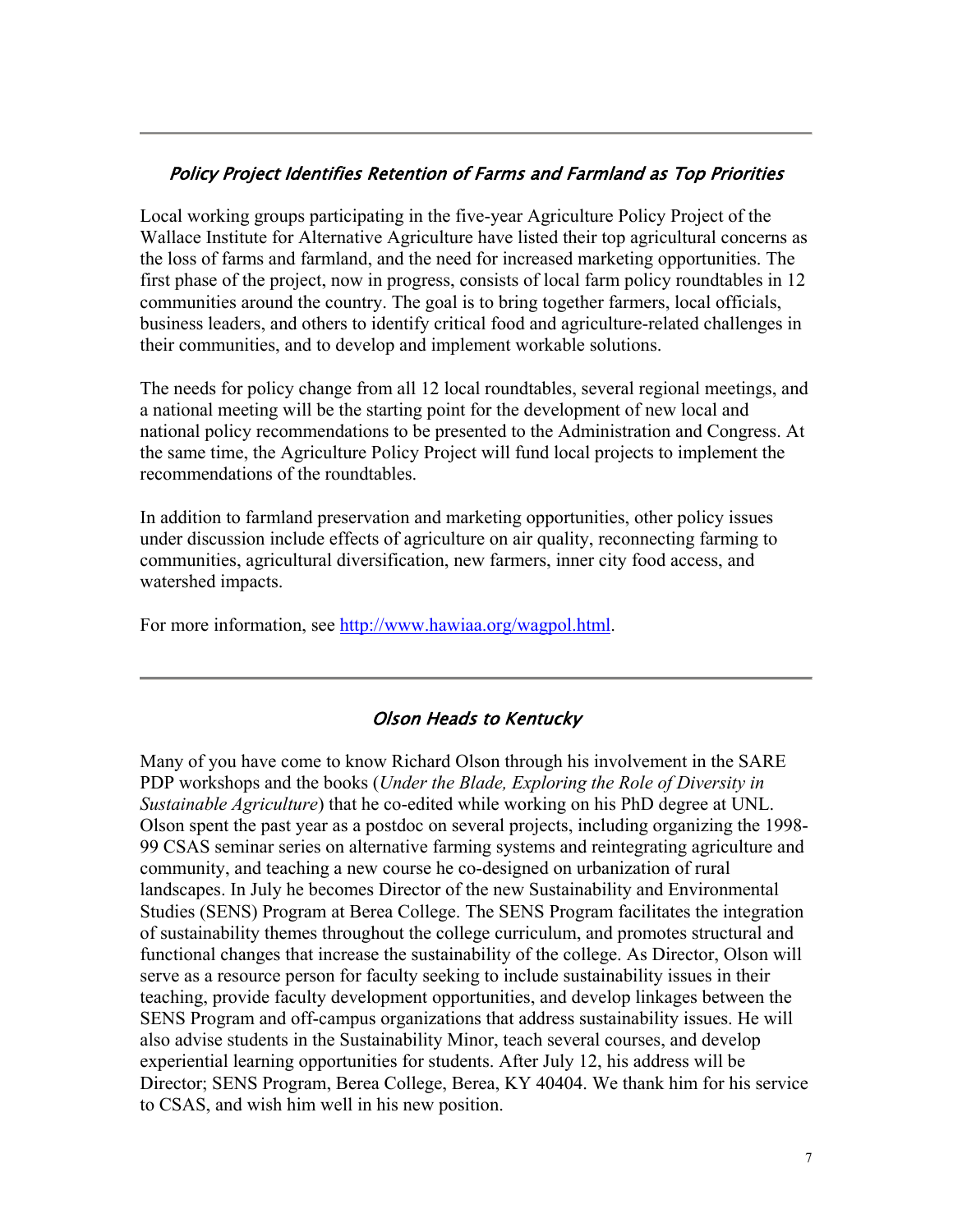---

## *Policy Project Identifies Retention of Farms and Farmland as Top Priorities*

Local working groups participating in the five-year Agriculture Policy Project of the Wallace Institute for Alternative Agriculture have listed their top agricultural concerns as the loss of farms and farmland, and the need for increased marketing opportunities. The first phase of the project, now in progress, consists of local farm policy roundtables in 12 communities around the country. The goal is to bring together farmers, local officials, business leaders, and others to identify critical food and agriculture-related challenges in their communities, and to develop and implement workable solutions.

The needs for policy change from all 12 local roundtables, several regional meetings, and a national meeting will be the starting point for the development of new local and national policy recommendations to be presented to the Administration and Congress. At the same time, the Agriculture Policy Project will fund local projects to implement the recommendations of the roundtables.

In addition to farmland preservation and marketing opportunities, other policy issues under discussion include effects of agriculture on air quality, reconnecting farming to communities, agricultural diversification, new farmers, inner city food access, and watershed impacts.

For more information, see http://www.hawiaa.org/wagpol.html.

---

## *Olson Heads to Kentucky*

Many of you have come to know Richard Olson through his involvement in the SARE PDP workshops and the books (*Under the Blade, Exploring the Role of Diversity in Sustainable Agriculture*) that he co-edited while working on his PhD degree at UNL. Olson spent the past year as a postdoc on several projects, including organizing the 1998-99 CSAS seminar series on alternative farming systems and reintegrating agriculture and community, and teaching a new course he co-designed on urbanization of rural landscapes. In July he becomes Director of the new Sustainability and Environmental Studies (SENS) Program at Berea College. The SENS Program facilitates the integration of sustainability themes throughout the college curriculum, and promotes structural and functional changes that increase the sustainability of the college. As Director, Olson will serve as a resource person for faculty seeking to include sustainability issues in their teaching, provide faculty development opportunities, and develop linkages between the SENS Program and off-campus organizations that address sustainability issues. He will also advise students in the Sustainability Minor, teach several courses, and develop experiential learning opportunities for students. After July 12, his address will be Director; SENS Program, Berea College, Berea, KY 40404. We thank him for his service to CSAS, and wish him well in his new position.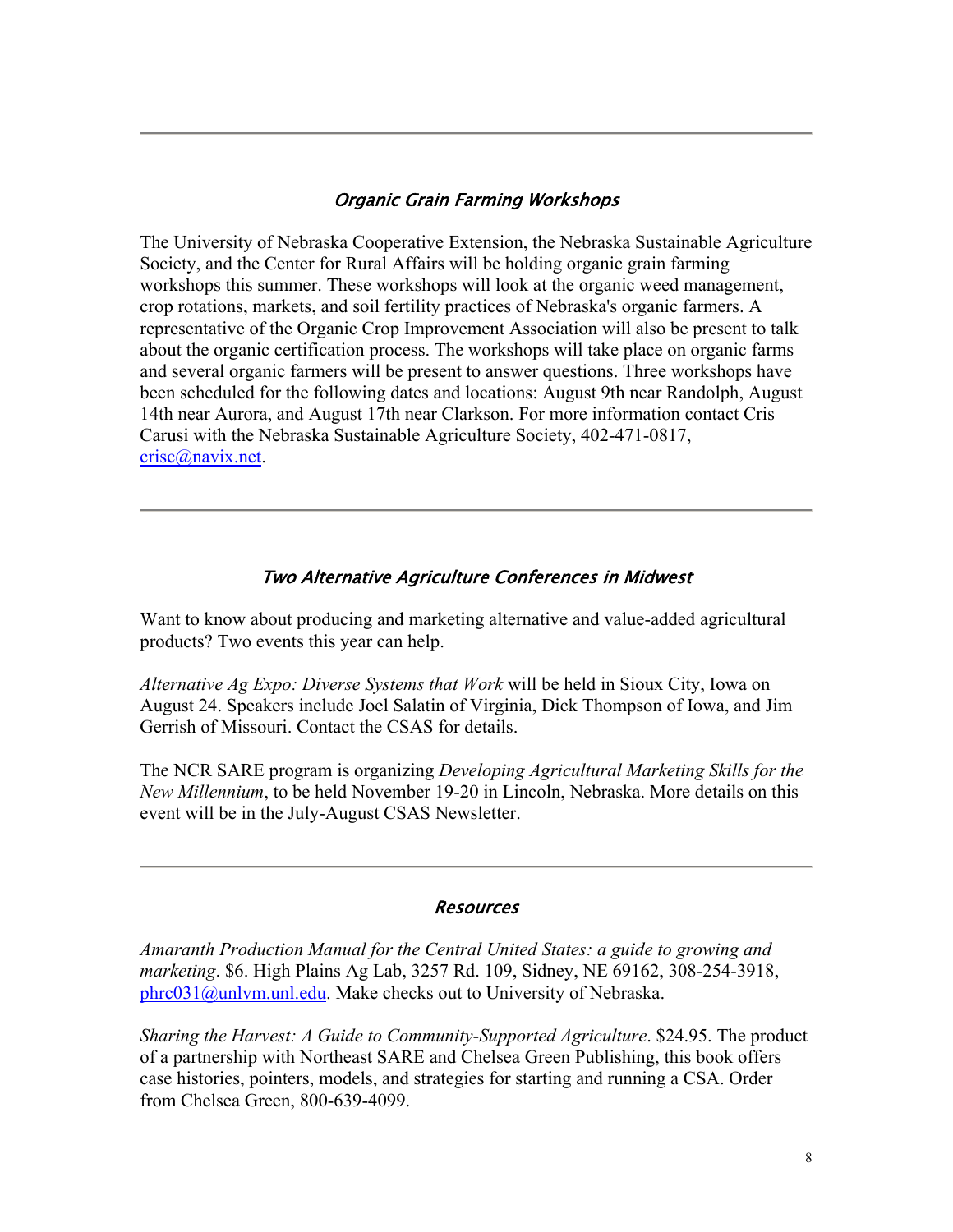---

## *Organic Grain Farming Workshops*

The University of Nebraska Cooperative Extension, the Nebraska Sustainable Agriculture Society, and the Center for Rural Affairs will be holding organic grain farming workshops this summer. These workshops will look at the organic weed management, crop rotations, markets, and soil fertility practices of Nebraska's organic farmers. A representative of the Organic Crop Improvement Association will also be present to talk about the organic certification process. The workshops will take place on organic farms and several organic farmers will be present to answer questions. Three workshops have been scheduled for the following dates and locations: August 9th near Randolph, August 14th near Aurora, and August 17th near Clarkson. For more information contact Cris Carusi with the Nebraska Sustainable Agriculture Society, 402-471-0817, crisc@navix.net.

---

## *Two Alternative Agriculture Conferences in Midwest*

Want to know about producing and marketing alternative and value-added agricultural products? Two events this year can help.

*Alternative Ag Expo: Diverse Systems that Work* will be held in Sioux City, Iowa on August 24. Speakers include Joel Salatin of Virginia, Dick Thompson of Iowa, and Jim Gerrish of Missouri. Contact the CSAS for details.

The NCR SARE program is organizing *Developing Agricultural Marketing Skills for the New Millennium*, to be held November 19-20 in Lincoln, Nebraska. More details on this event will be in the July-August CSAS Newsletter.

---

## *Resources*

*Amaranth Production Manual for the Central United States: a guide to growing and marketing*. $6. High Plains Ag Lab, 3257 Rd. 109, Sidney, NE 69162, 308-254-3918, phrc031@unlvm.unl.edu. Make checks out to University of Nebraska.

*Sharing the Harvest: A Guide to Community-Supported Agriculture*. $24.95. The product of a partnership with Northeast SARE and Chelsea Green Publishing, this book offers case histories, pointers, models, and strategies for starting and running a CSA. Order from Chelsea Green, 800-639-4099.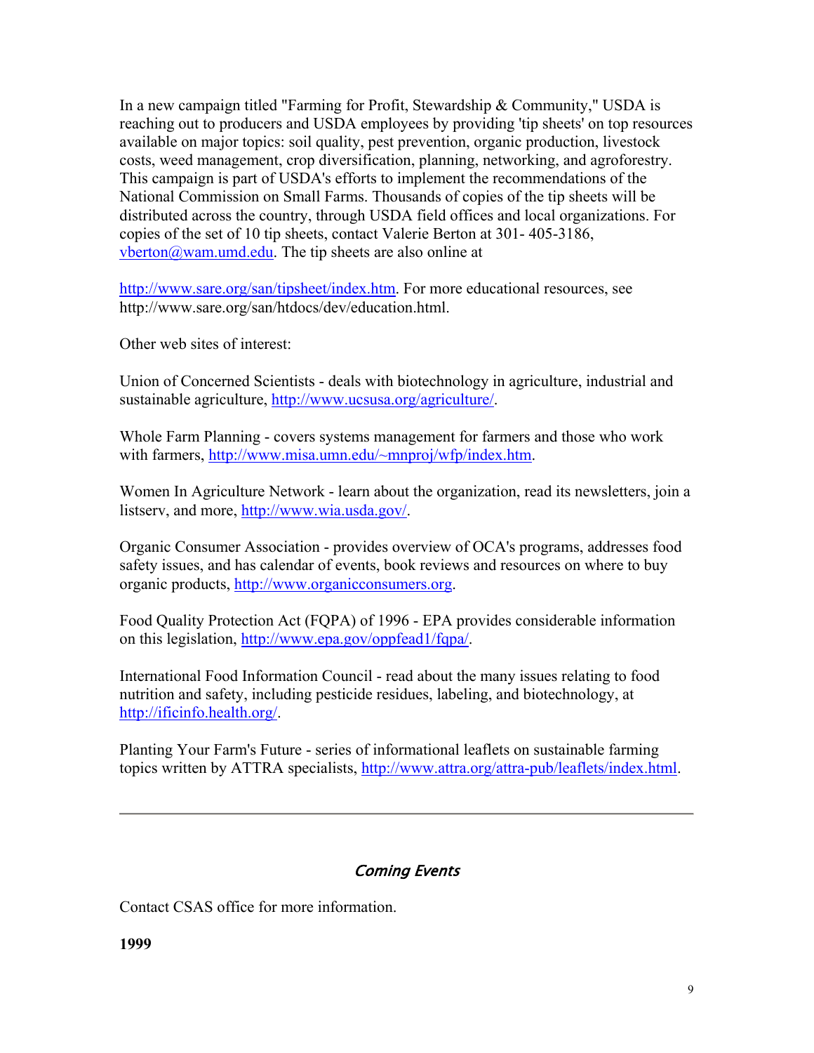In a new campaign titled "Farming for Profit, Stewardship & Community," USDA is reaching out to producers and USDA employees by providing 'tip sheets' on top resources available on major topics: soil quality, pest prevention, organic production, livestock costs, weed management, crop diversification, planning, networking, and agroforestry. This campaign is part of USDA's efforts to implement the recommendations of the National Commission on Small Farms. Thousands of copies of the tip sheets will be distributed across the country, through USDA field offices and local organizations. For copies of the set of 10 tip sheets, contact Valerie Berton at 301- 405-3186, vberton@wam.umd.edu. The tip sheets are also online at

http://www.sare.org/san/tipsheet/index.htm. For more educational resources, see http://www.sare.org/san/htdocs/dev/education.html.

Other web sites of interest:

Union of Concerned Scientists - deals with biotechnology in agriculture, industrial and sustainable agriculture, http://www.ucsusa.org/agriculture/.

Whole Farm Planning - covers systems management for farmers and those who work with farmers, http://www.misa.umn.edu/~mnproj/wfp/index.htm.

Women In Agriculture Network - learn about the organization, read its newsletters, join a listserv, and more, http://www.wia.usda.gov/.

Organic Consumer Association - provides overview of OCA's programs, addresses food safety issues, and has calendar of events, book reviews and resources on where to buy organic products, http://www.organicconsumers.org.

Food Quality Protection Act (FQPA) of 1996 - EPA provides considerable information on this legislation, http://www.epa.gov/oppfead1/fqpa/.

International Food Information Council - read about the many issues relating to food nutrition and safety, including pesticide residues, labeling, and biotechnology, at http://ificinfo.health.org/.

Planting Your Farm's Future - series of informational leaflets on sustainable farming topics written by ATTRA specialists, http://www.attra.org/attra-pub/leaflets/index.html.

---

## *Coming Events*

Contact CSAS office for more information.

**1999**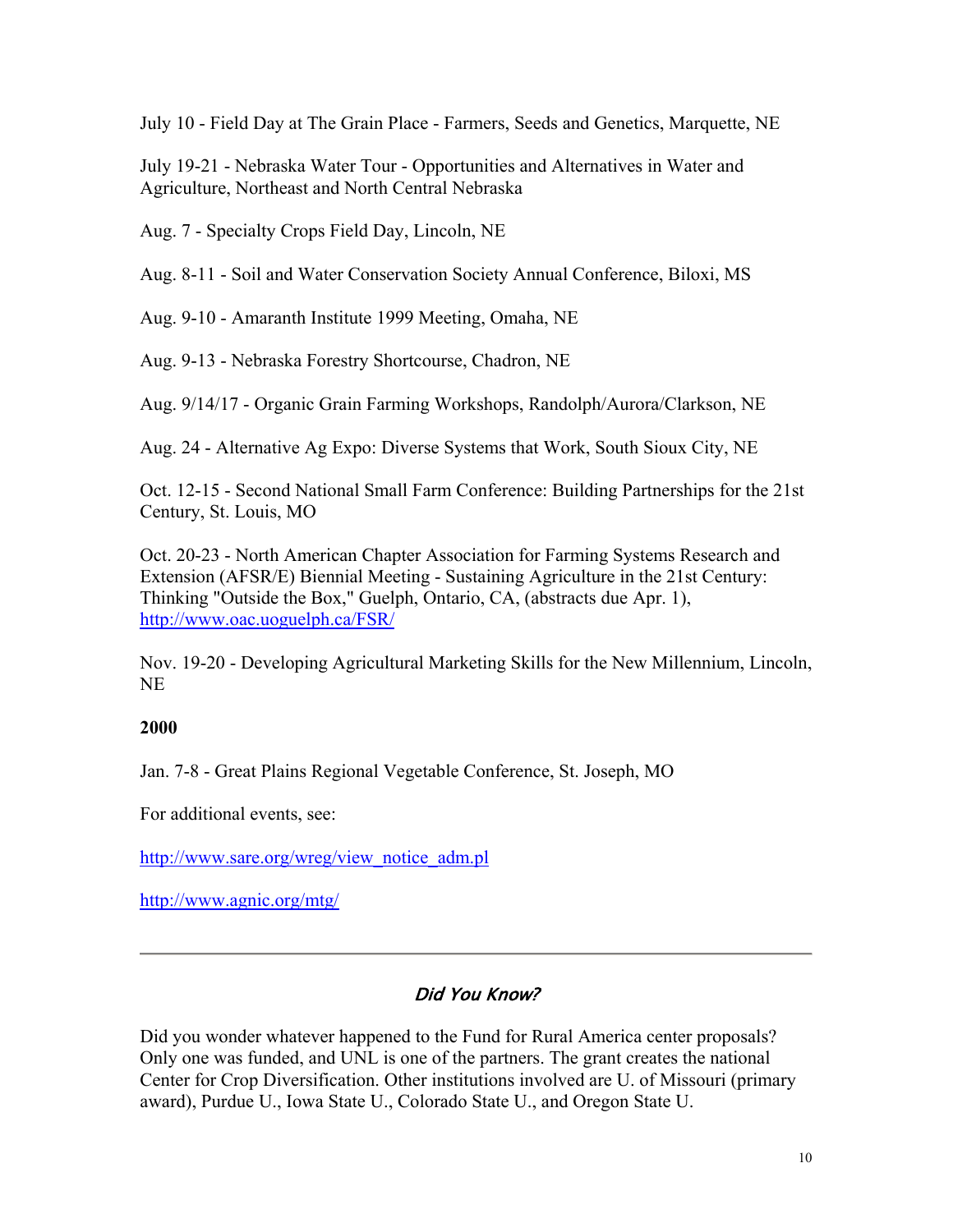July 10 - Field Day at The Grain Place - Farmers, Seeds and Genetics, Marquette, NE

July 19-21 - Nebraska Water Tour - Opportunities and Alternatives in Water and Agriculture, Northeast and North Central Nebraska

Aug. 7 - Specialty Crops Field Day, Lincoln, NE

Aug. 8-11 - Soil and Water Conservation Society Annual Conference, Biloxi, MS

Aug. 9-10 - Amaranth Institute 1999 Meeting, Omaha, NE

Aug. 9-13 - Nebraska Forestry Shortcourse, Chadron, NE

Aug. 9/14/17 - Organic Grain Farming Workshops, Randolph/Aurora/Clarkson, NE

Aug. 24 - Alternative Ag Expo: Diverse Systems that Work, South Sioux City, NE

Oct. 12-15 - Second National Small Farm Conference: Building Partnerships for the 21st Century, St. Louis, MO

Oct. 20-23 - North American Chapter Association for Farming Systems Research and Extension (AFSR/E) Biennial Meeting - Sustaining Agriculture in the 21st Century: Thinking "Outside the Box," Guelph, Ontario, CA, (abstracts due Apr. 1), http://www.oac.uoguelph.ca/FSR/

Nov. 19-20 - Developing Agricultural Marketing Skills for the New Millennium, Lincoln, NE

**2000**

Jan. 7-8 - Great Plains Regional Vegetable Conference, St. Joseph, MO

For additional events, see:

http://www.sare.org/wreg/view_notice_adm.pl

http://www.agnic.org/mtg/

---

## *Did You Know?*

Did you wonder whatever happened to the Fund for Rural America center proposals? Only one was funded, and UNL is one of the partners. The grant creates the national Center for Crop Diversification. Other institutions involved are U. of Missouri (primary award), Purdue U., Iowa State U., Colorado State U., and Oregon State U.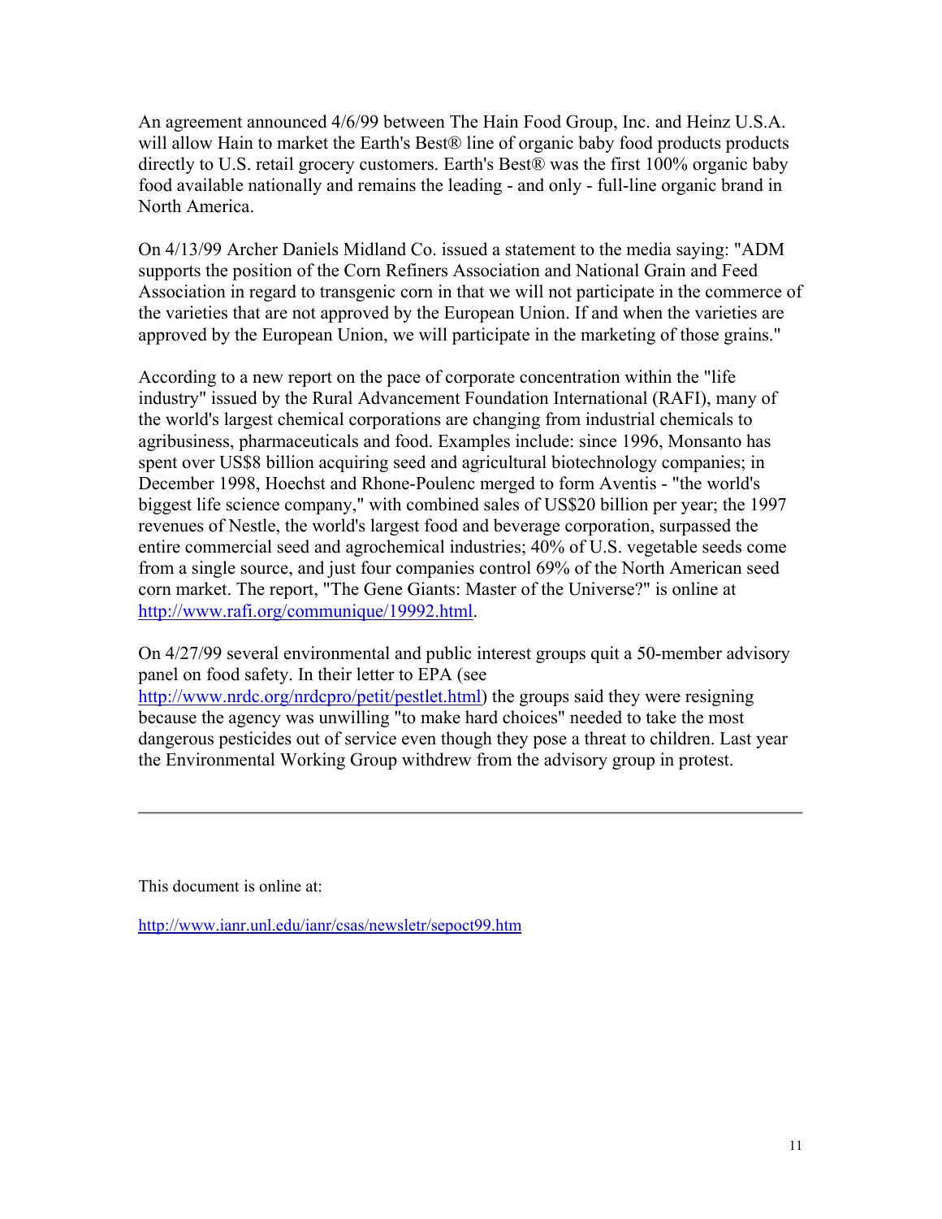An agreement announced 4/6/99 between The Hain Food Group, Inc. and Heinz U.S.A. will allow Hain to market the Earth's Best® line of organic baby food products products directly to U.S. retail grocery customers. Earth's Best® was the first 100% organic baby food available nationally and remains the leading - and only - full-line organic brand in North America.

On 4/13/99 Archer Daniels Midland Co. issued a statement to the media saying: "ADM supports the position of the Corn Refiners Association and National Grain and Feed Association in regard to transgenic corn in that we will not participate in the commerce of the varieties that are not approved by the European Union. If and when the varieties are approved by the European Union, we will participate in the marketing of those grains."

According to a new report on the pace of corporate concentration within the "life industry" issued by the Rural Advancement Foundation International (RAFI), many of the world's largest chemical corporations are changing from industrial chemicals to agribusiness, pharmaceuticals and food. Examples include: since 1996, Monsanto has spent over US$8 billion acquiring seed and agricultural biotechnology companies; in December 1998, Hoechst and Rhone-Poulenc merged to form Aventis - "the world's biggest life science company," with combined sales of US$20 billion per year; the 1997 revenues of Nestle, the world's largest food and beverage corporation, surpassed the entire commercial seed and agrochemical industries; 40% of U.S. vegetable seeds come from a single source, and just four companies control 69% of the North American seed corn market. The report, "The Gene Giants: Master of the Universe?" is online at http://www.rafi.org/communique/19992.html.

On 4/27/99 several environmental and public interest groups quit a 50-member advisory panel on food safety. In their letter to EPA (see http://www.nrdc.org/nrdcpro/petit/pestlet.html) the groups said they were resigning because the agency was unwilling "to make hard choices" needed to take the most dangerous pesticides out of service even though they pose a threat to children. Last year the Environmental Working Group withdrew from the advisory group in protest.

---

This document is online at:

http://www.ianr.unl.edu/ianr/csas/newsletr/sepoct99.htm